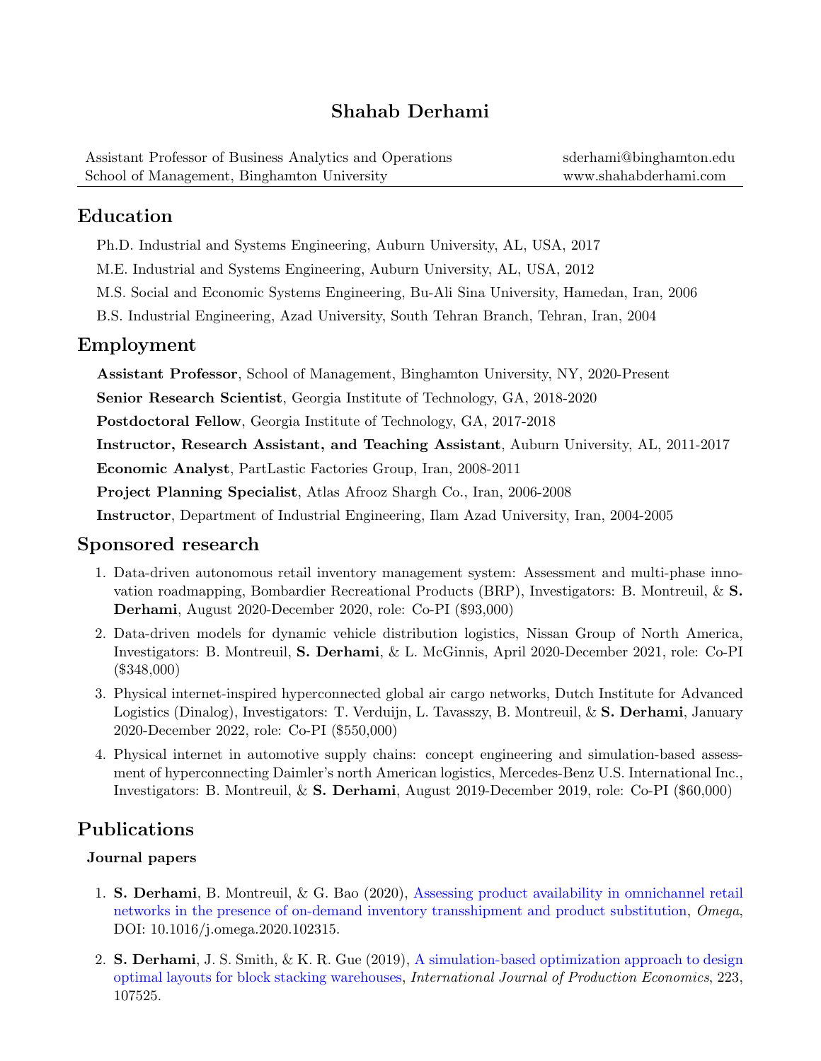# Shahab Derhami

Assistant Professor of Business Analytics and Operations — sderhami@binghamton.edu
School of Management, Binghamton University — www.shahabderhami.com

## Education

Ph.D. Industrial and Systems Engineering, Auburn University, AL, USA, 2017

M.E. Industrial and Systems Engineering, Auburn University, AL, USA, 2012

M.S. Social and Economic Systems Engineering, Bu-Ali Sina University, Hamedan, Iran, 2006

B.S. Industrial Engineering, Azad University, South Tehran Branch, Tehran, Iran, 2004

## Employment

**Assistant Professor**, School of Management, Binghamton University, NY, 2020-Present

**Senior Research Scientist**, Georgia Institute of Technology, GA, 2018-2020

**Postdoctoral Fellow**, Georgia Institute of Technology, GA, 2017-2018

**Instructor, Research Assistant, and Teaching Assistant**, Auburn University, AL, 2011-2017

**Economic Analyst**, PartLastic Factories Group, Iran, 2008-2011

**Project Planning Specialist**, Atlas Afrooz Shargh Co., Iran, 2006-2008

**Instructor**, Department of Industrial Engineering, Ilam Azad University, Iran, 2004-2005

## Sponsored research

1. Data-driven autonomous retail inventory management system: Assessment and multi-phase innovation roadmapping, Bombardier Recreational Products (BRP), Investigators: B. Montreuil, & **S. Derhami**, August 2020-December 2020, role: Co-PI ($93,000)
2. Data-driven models for dynamic vehicle distribution logistics, Nissan Group of North America, Investigators: B. Montreuil, **S. Derhami**, & L. McGinnis, April 2020-December 2021, role: Co-PI ($348,000)
3. Physical internet-inspired hyperconnected global air cargo networks, Dutch Institute for Advanced Logistics (Dinalog), Investigators: T. Verduijn, L. Tavasszy, B. Montreuil, & **S. Derhami**, January 2020-December 2022, role: Co-PI ($550,000)
4. Physical internet in automotive supply chains: concept engineering and simulation-based assessment of hyperconnecting Daimler's north American logistics, Mercedes-Benz U.S. International Inc., Investigators: B. Montreuil, & **S. Derhami**, August 2019-December 2019, role: Co-PI ($60,000)

## Publications

### Journal papers

1. **S. Derhami**, B. Montreuil, & G. Bao (2020), Assessing product availability in omnichannel retail networks in the presence of on-demand inventory transshipment and product substitution, *Omega*, DOI: 10.1016/j.omega.2020.102315.
2. **S. Derhami**, J. S. Smith, & K. R. Gue (2019), A simulation-based optimization approach to design optimal layouts for block stacking warehouses, *International Journal of Production Economics*, 223, 107525.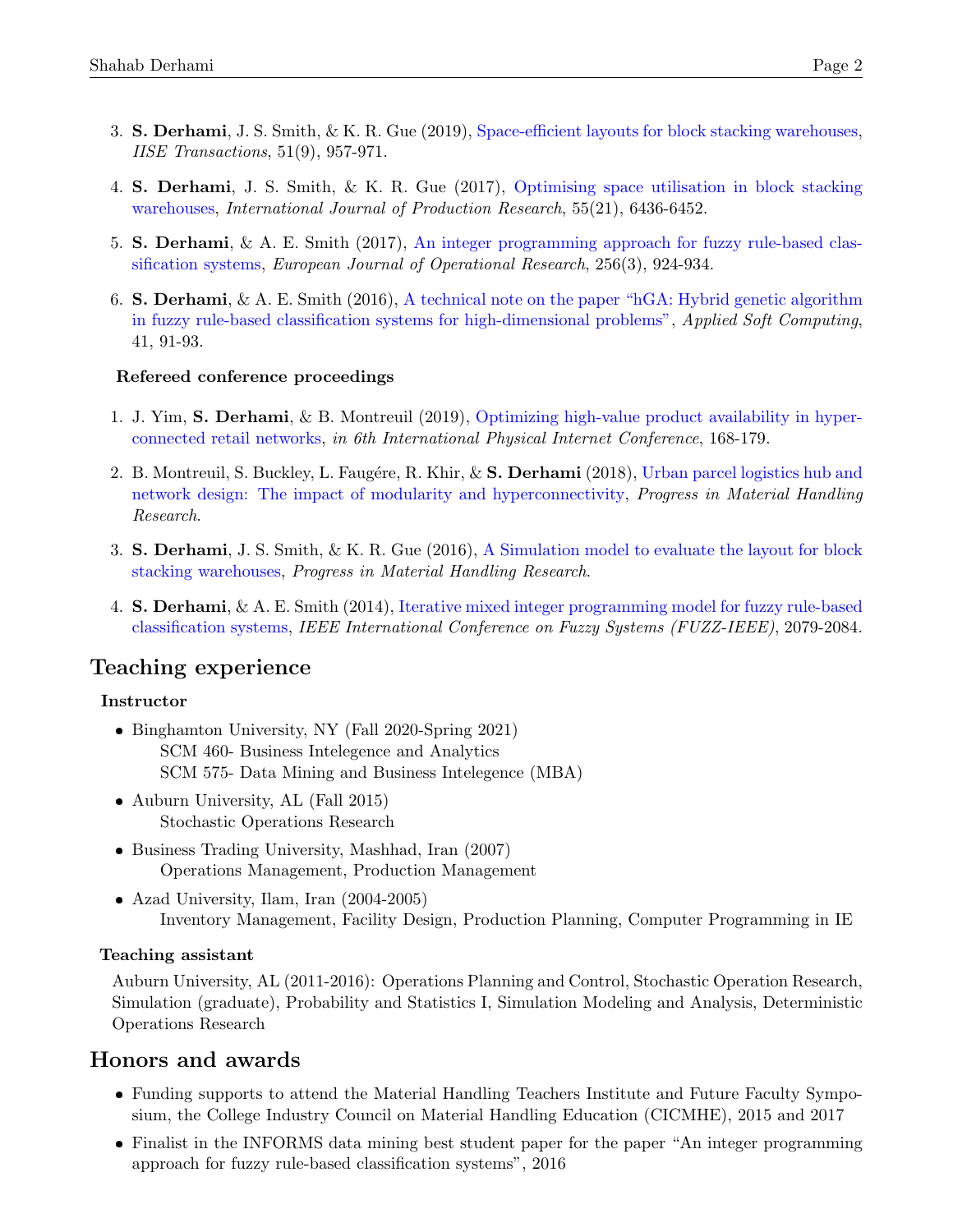3. **S. Derhami**, J. S. Smith, & K. R. Gue (2019), Space-efficient layouts for block stacking warehouses, *IISE Transactions*, 51(9), 957-971.

4. **S. Derhami**, J. S. Smith, & K. R. Gue (2017), Optimising space utilisation in block stacking warehouses, *International Journal of Production Research*, 55(21), 6436-6452.

5. **S. Derhami**, & A. E. Smith (2017), An integer programming approach for fuzzy rule-based classification systems, *European Journal of Operational Research*, 256(3), 924-934.

6. **S. Derhami**, & A. E. Smith (2016), A technical note on the paper "hGA: Hybrid genetic algorithm in fuzzy rule-based classification systems for high-dimensional problems", *Applied Soft Computing*, 41, 91-93.

### Refereed conference proceedings

1. J. Yim, **S. Derhami**, & B. Montreuil (2019), Optimizing high-value product availability in hyperconnected retail networks, *in 6th International Physical Internet Conference*, 168-179.

2. B. Montreuil, S. Buckley, L. Faugére, R. Khir, & **S. Derhami** (2018), Urban parcel logistics hub and network design: The impact of modularity and hyperconnectivity, *Progress in Material Handling Research*.

3. **S. Derhami**, J. S. Smith, & K. R. Gue (2016), A Simulation model to evaluate the layout for block stacking warehouses, *Progress in Material Handling Research*.

4. **S. Derhami**, & A. E. Smith (2014), Iterative mixed integer programming model for fuzzy rule-based classification systems, *IEEE International Conference on Fuzzy Systems (FUZZ-IEEE)*, 2079-2084.

## Teaching experience

### Instructor

- Binghamton University, NY (Fall 2020-Spring 2021)
  SCM 460- Business Intelegence and Analytics
  SCM 575- Data Mining and Business Intelegence (MBA)
- Auburn University, AL (Fall 2015)
  Stochastic Operations Research
- Business Trading University, Mashhad, Iran (2007)
  Operations Management, Production Management
- Azad University, Ilam, Iran (2004-2005)
  Inventory Management, Facility Design, Production Planning, Computer Programming in IE

### Teaching assistant

Auburn University, AL (2011-2016): Operations Planning and Control, Stochastic Operation Research, Simulation (graduate), Probability and Statistics I, Simulation Modeling and Analysis, Deterministic Operations Research

## Honors and awards

- Funding supports to attend the Material Handling Teachers Institute and Future Faculty Symposium, the College Industry Council on Material Handling Education (CICMHE), 2015 and 2017
- Finalist in the INFORMS data mining best student paper for the paper "An integer programming approach for fuzzy rule-based classification systems", 2016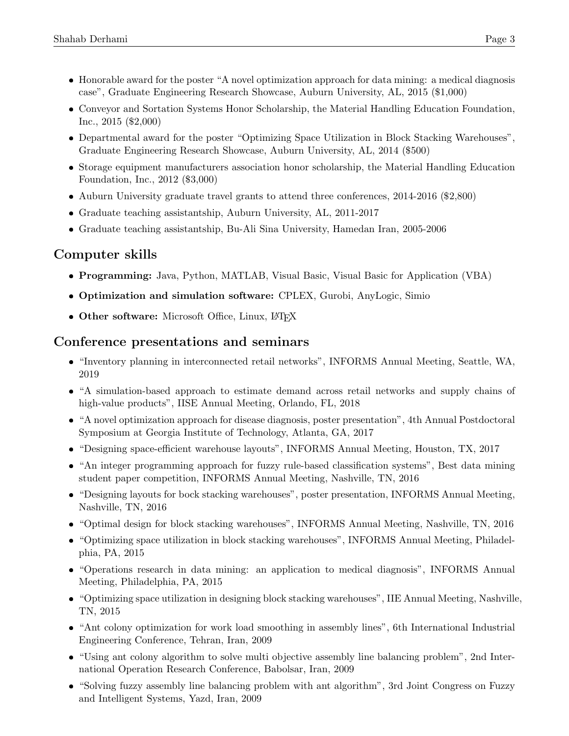- Honorable award for the poster "A novel optimization approach for data mining: a medical diagnosis case", Graduate Engineering Research Showcase, Auburn University, AL, 2015 ($1,000)
- Conveyor and Sortation Systems Honor Scholarship, the Material Handling Education Foundation, Inc., 2015 ($2,000)
- Departmental award for the poster "Optimizing Space Utilization in Block Stacking Warehouses", Graduate Engineering Research Showcase, Auburn University, AL, 2014 ($500)
- Storage equipment manufacturers association honor scholarship, the Material Handling Education Foundation, Inc., 2012 ($3,000)
- Auburn University graduate travel grants to attend three conferences, 2014-2016 ($2,800)
- Graduate teaching assistantship, Auburn University, AL, 2011-2017
- Graduate teaching assistantship, Bu-Ali Sina University, Hamedan Iran, 2005-2006

## Computer skills

- **Programming:** Java, Python, MATLAB, Visual Basic, Visual Basic for Application (VBA)
- **Optimization and simulation software:** CPLEX, Gurobi, AnyLogic, Simio
- **Other software:** Microsoft Office, Linux, LaTeX

## Conference presentations and seminars

- "Inventory planning in interconnected retail networks", INFORMS Annual Meeting, Seattle, WA, 2019
- "A simulation-based approach to estimate demand across retail networks and supply chains of high-value products", IISE Annual Meeting, Orlando, FL, 2018
- "A novel optimization approach for disease diagnosis, poster presentation", 4th Annual Postdoctoral Symposium at Georgia Institute of Technology, Atlanta, GA, 2017
- "Designing space-efficient warehouse layouts", INFORMS Annual Meeting, Houston, TX, 2017
- "An integer programming approach for fuzzy rule-based classification systems", Best data mining student paper competition, INFORMS Annual Meeting, Nashville, TN, 2016
- "Designing layouts for bock stacking warehouses", poster presentation, INFORMS Annual Meeting, Nashville, TN, 2016
- "Optimal design for block stacking warehouses", INFORMS Annual Meeting, Nashville, TN, 2016
- "Optimizing space utilization in block stacking warehouses", INFORMS Annual Meeting, Philadelphia, PA, 2015
- "Operations research in data mining: an application to medical diagnosis", INFORMS Annual Meeting, Philadelphia, PA, 2015
- "Optimizing space utilization in designing block stacking warehouses", IIE Annual Meeting, Nashville, TN, 2015
- "Ant colony optimization for work load smoothing in assembly lines", 6th International Industrial Engineering Conference, Tehran, Iran, 2009
- "Using ant colony algorithm to solve multi objective assembly line balancing problem", 2nd International Operation Research Conference, Babolsar, Iran, 2009
- "Solving fuzzy assembly line balancing problem with ant algorithm", 3rd Joint Congress on Fuzzy and Intelligent Systems, Yazd, Iran, 2009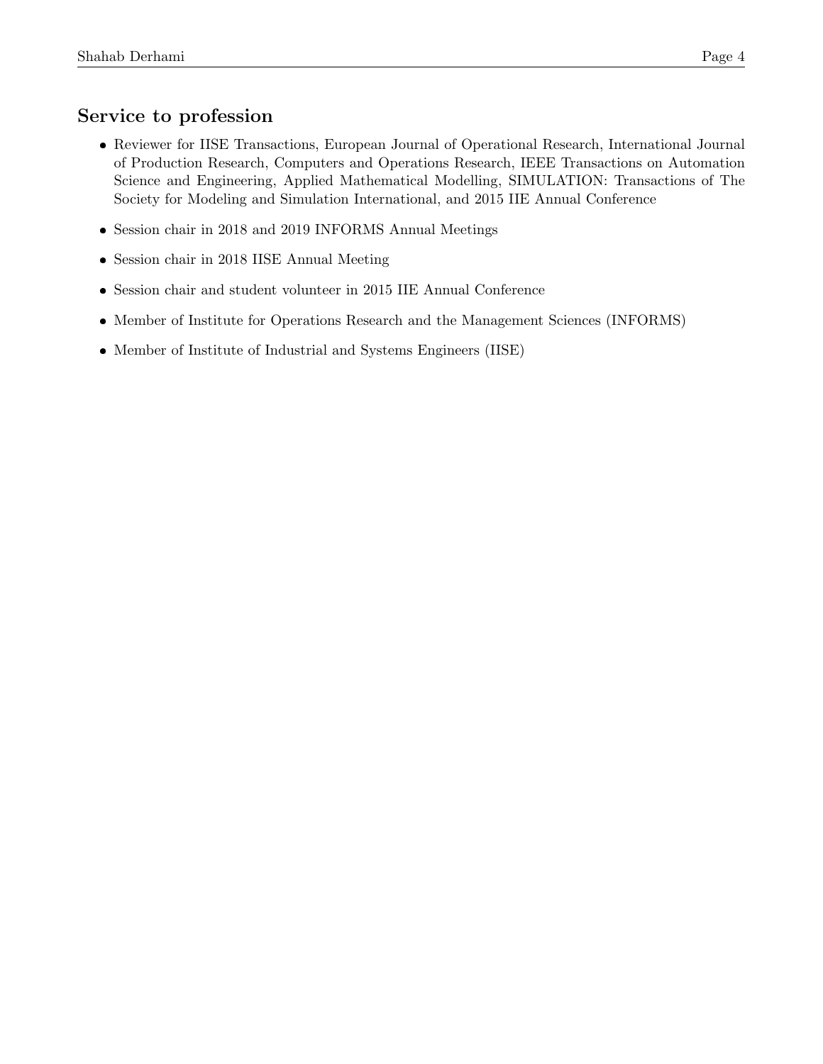## Service to profession

- Reviewer for IISE Transactions, European Journal of Operational Research, International Journal of Production Research, Computers and Operations Research, IEEE Transactions on Automation Science and Engineering, Applied Mathematical Modelling, SIMULATION: Transactions of The Society for Modeling and Simulation International, and 2015 IIE Annual Conference
- Session chair in 2018 and 2019 INFORMS Annual Meetings
- Session chair in 2018 IISE Annual Meeting
- Session chair and student volunteer in 2015 IIE Annual Conference
- Member of Institute for Operations Research and the Management Sciences (INFORMS)
- Member of Institute of Industrial and Systems Engineers (IISE)